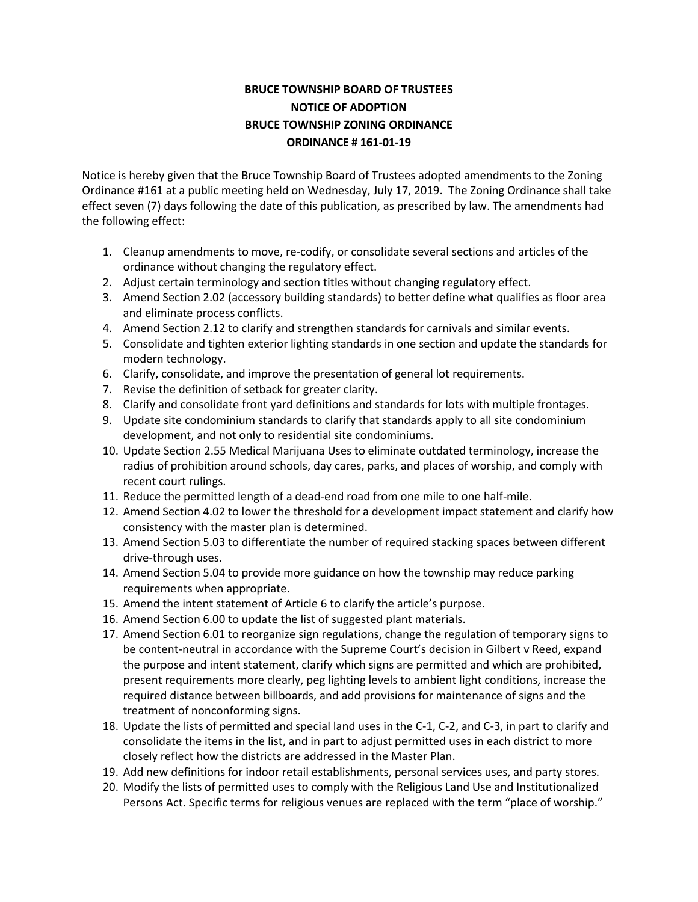# BRUCE TOWNSHIP BOARD OF TRUSTEES
## NOTICE OF ADOPTION
## BRUCE TOWNSHIP ZONING ORDINANCE
## ORDINANCE # 161-01-19

Notice is hereby given that the Bruce Township Board of Trustees adopted amendments to the Zoning Ordinance #161 at a public meeting held on Wednesday, July 17, 2019. The Zoning Ordinance shall take effect seven (7) days following the date of this publication, as prescribed by law. The amendments had the following effect:

1. Cleanup amendments to move, re-codify, or consolidate several sections and articles of the ordinance without changing the regulatory effect.
2. Adjust certain terminology and section titles without changing regulatory effect.
3. Amend Section 2.02 (accessory building standards) to better define what qualifies as floor area and eliminate process conflicts.
4. Amend Section 2.12 to clarify and strengthen standards for carnivals and similar events.
5. Consolidate and tighten exterior lighting standards in one section and update the standards for modern technology.
6. Clarify, consolidate, and improve the presentation of general lot requirements.
7. Revise the definition of setback for greater clarity.
8. Clarify and consolidate front yard definitions and standards for lots with multiple frontages.
9. Update site condominium standards to clarify that standards apply to all site condominium development, and not only to residential site condominiums.
10. Update Section 2.55 Medical Marijuana Uses to eliminate outdated terminology, increase the radius of prohibition around schools, day cares, parks, and places of worship, and comply with recent court rulings.
11. Reduce the permitted length of a dead-end road from one mile to one half-mile.
12. Amend Section 4.02 to lower the threshold for a development impact statement and clarify how consistency with the master plan is determined.
13. Amend Section 5.03 to differentiate the number of required stacking spaces between different drive-through uses.
14. Amend Section 5.04 to provide more guidance on how the township may reduce parking requirements when appropriate.
15. Amend the intent statement of Article 6 to clarify the article's purpose.
16. Amend Section 6.00 to update the list of suggested plant materials.
17. Amend Section 6.01 to reorganize sign regulations, change the regulation of temporary signs to be content-neutral in accordance with the Supreme Court's decision in Gilbert v Reed, expand the purpose and intent statement, clarify which signs are permitted and which are prohibited, present requirements more clearly, peg lighting levels to ambient light conditions, increase the required distance between billboards, and add provisions for maintenance of signs and the treatment of nonconforming signs.
18. Update the lists of permitted and special land uses in the C-1, C-2, and C-3, in part to clarify and consolidate the items in the list, and in part to adjust permitted uses in each district to more closely reflect how the districts are addressed in the Master Plan.
19. Add new definitions for indoor retail establishments, personal services uses, and party stores.
20. Modify the lists of permitted uses to comply with the Religious Land Use and Institutionalized Persons Act. Specific terms for religious venues are replaced with the term "place of worship."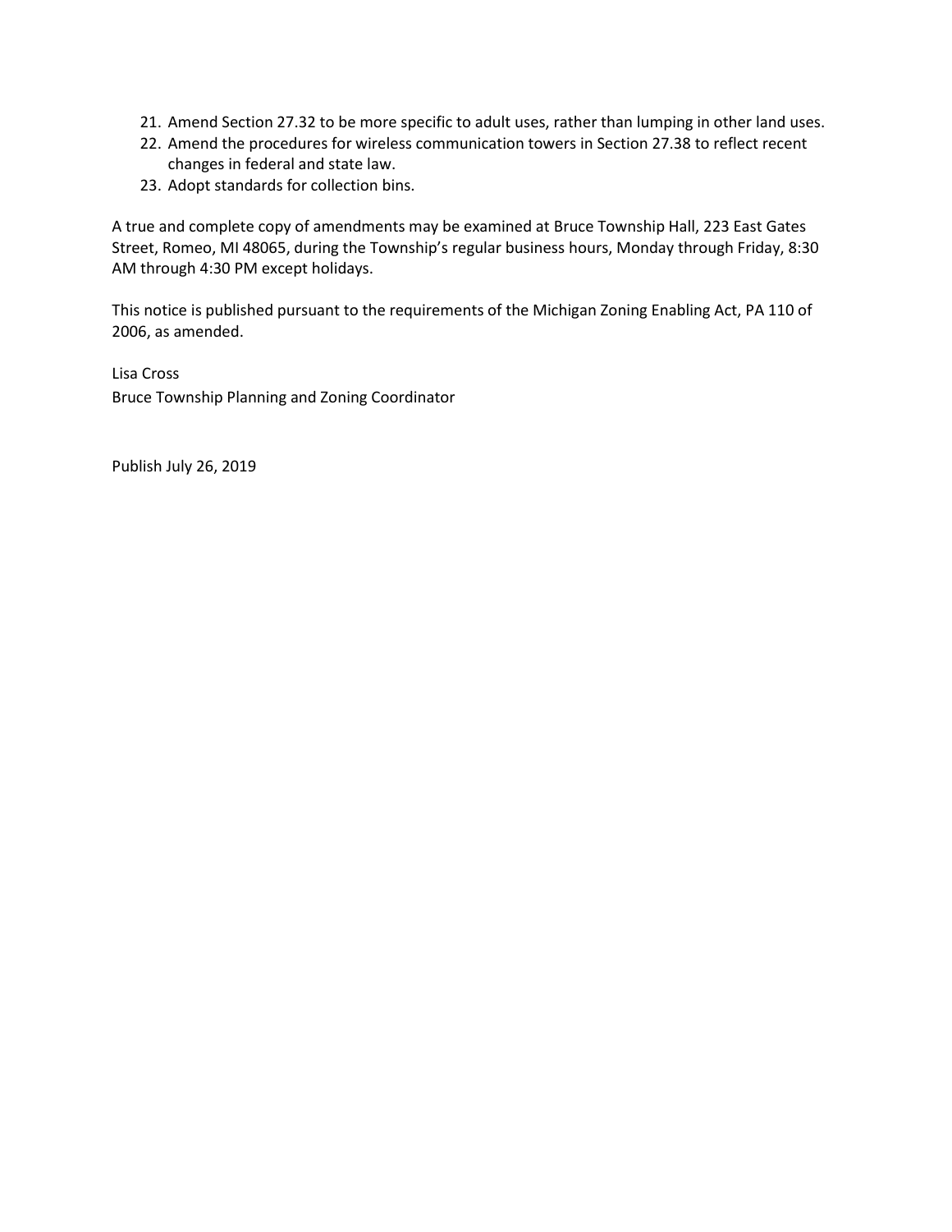21. Amend Section 27.32 to be more specific to adult uses, rather than lumping in other land uses.
22. Amend the procedures for wireless communication towers in Section 27.38 to reflect recent changes in federal and state law.
23. Adopt standards for collection bins.

A true and complete copy of amendments may be examined at Bruce Township Hall, 223 East Gates Street, Romeo, MI 48065, during the Township's regular business hours, Monday through Friday, 8:30 AM through 4:30 PM except holidays.

This notice is published pursuant to the requirements of the Michigan Zoning Enabling Act, PA 110 of 2006, as amended.

Lisa Cross
Bruce Township Planning and Zoning Coordinator

Publish July 26, 2019